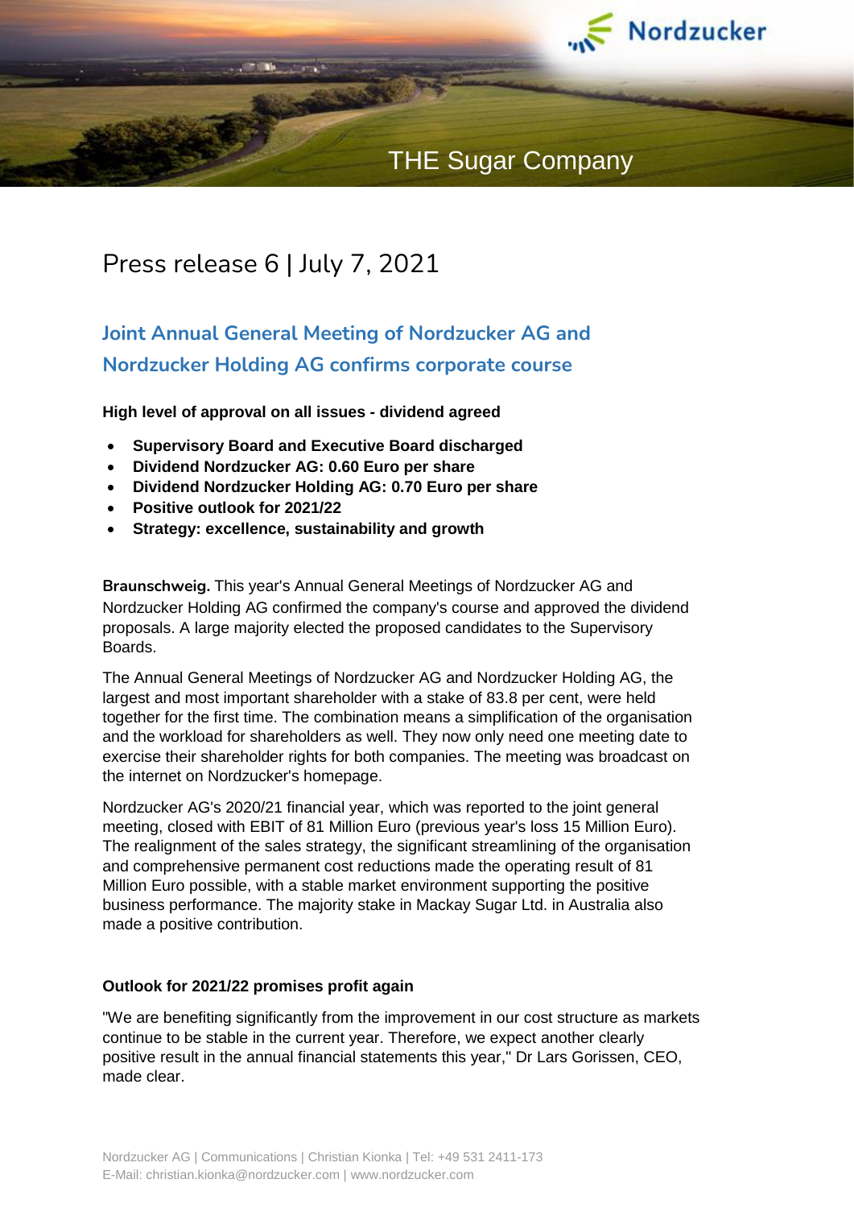Nordzucker

THE Sugar Company

# Press release 6 | July 7, 2021

## Joint Annual General Meeting of Nordzucker AG and Nordzucker Holding AG confirms corporate course

**High level of approval on all issues - dividend agreed**

- **Supervisory Board and Executive Board discharged**
- **Dividend Nordzucker AG: 0.60 Euro per share**
- **Dividend Nordzucker Holding AG: 0.70 Euro per share**
- **Positive outlook for 2021/22**
- **Strategy: excellence, sustainability and growth**

**Braunschweig.** This year's Annual General Meetings of Nordzucker AG and Nordzucker Holding AG confirmed the company's course and approved the dividend proposals. A large majority elected the proposed candidates to the Supervisory Boards.

The Annual General Meetings of Nordzucker AG and Nordzucker Holding AG, the largest and most important shareholder with a stake of 83.8 per cent, were held together for the first time. The combination means a simplification of the organisation and the workload for shareholders as well. They now only need one meeting date to exercise their shareholder rights for both companies. The meeting was broadcast on the internet on Nordzucker's homepage.

Nordzucker AG's 2020/21 financial year, which was reported to the joint general meeting, closed with EBIT of 81 Million Euro (previous year's loss 15 Million Euro). The realignment of the sales strategy, the significant streamlining of the organisation and comprehensive permanent cost reductions made the operating result of 81 Million Euro possible, with a stable market environment supporting the positive business performance. The majority stake in Mackay Sugar Ltd. in Australia also made a positive contribution.

### Outlook for 2021/22 promises profit again

"We are benefiting significantly from the improvement in our cost structure as markets continue to be stable in the current year. Therefore, we expect another clearly positive result in the annual financial statements this year," Dr Lars Gorissen, CEO, made clear.

Nordzucker AG | Communications | Christian Kionka | Tel: +49 531 2411-173
E-Mail: christian.kionka@nordzucker.com | www.nordzucker.com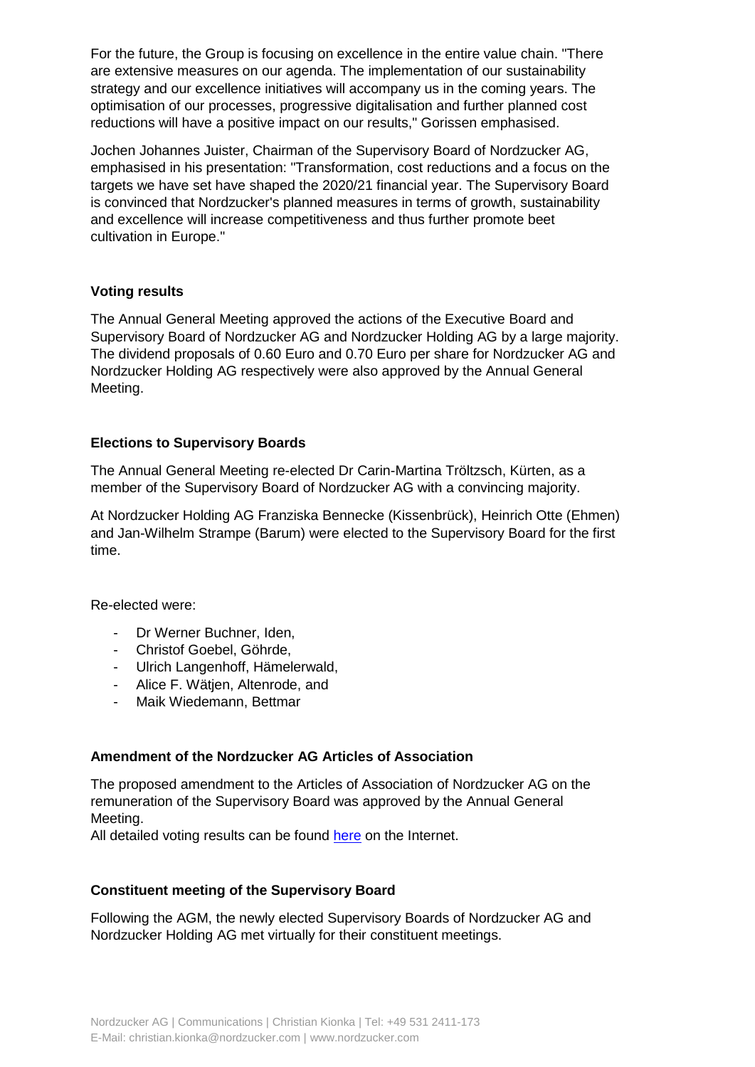For the future, the Group is focusing on excellence in the entire value chain. "There are extensive measures on our agenda. The implementation of our sustainability strategy and our excellence initiatives will accompany us in the coming years. The optimisation of our processes, progressive digitalisation and further planned cost reductions will have a positive impact on our results," Gorissen emphasised.

Jochen Johannes Juister, Chairman of the Supervisory Board of Nordzucker AG, emphasised in his presentation: "Transformation, cost reductions and a focus on the targets we have set have shaped the 2020/21 financial year. The Supervisory Board is convinced that Nordzucker's planned measures in terms of growth, sustainability and excellence will increase competitiveness and thus further promote beet cultivation in Europe."

**Voting results**

The Annual General Meeting approved the actions of the Executive Board and Supervisory Board of Nordzucker AG and Nordzucker Holding AG by a large majority. The dividend proposals of 0.60 Euro and 0.70 Euro per share for Nordzucker AG and Nordzucker Holding AG respectively were also approved by the Annual General Meeting.

**Elections to Supervisory Boards**

The Annual General Meeting re-elected Dr Carin-Martina Tröltzsch, Kürten, as a member of the Supervisory Board of Nordzucker AG with a convincing majority.

At Nordzucker Holding AG Franziska Bennecke (Kissenbrück), Heinrich Otte (Ehmen) and Jan-Wilhelm Strampe (Barum) were elected to the Supervisory Board for the first time.

Re-elected were:

- Dr Werner Buchner, Iden,
- Christof Goebel, Göhrde,
- Ulrich Langenhoff, Hämelerwald,
- Alice F. Wätjen, Altenrode, and
- Maik Wiedemann, Bettmar

**Amendment of the Nordzucker AG Articles of Association**

The proposed amendment to the Articles of Association of Nordzucker AG on the remuneration of the Supervisory Board was approved by the Annual General Meeting.
All detailed voting results can be found here on the Internet.

**Constituent meeting of the Supervisory Board**

Following the AGM, the newly elected Supervisory Boards of Nordzucker AG and Nordzucker Holding AG met virtually for their constituent meetings.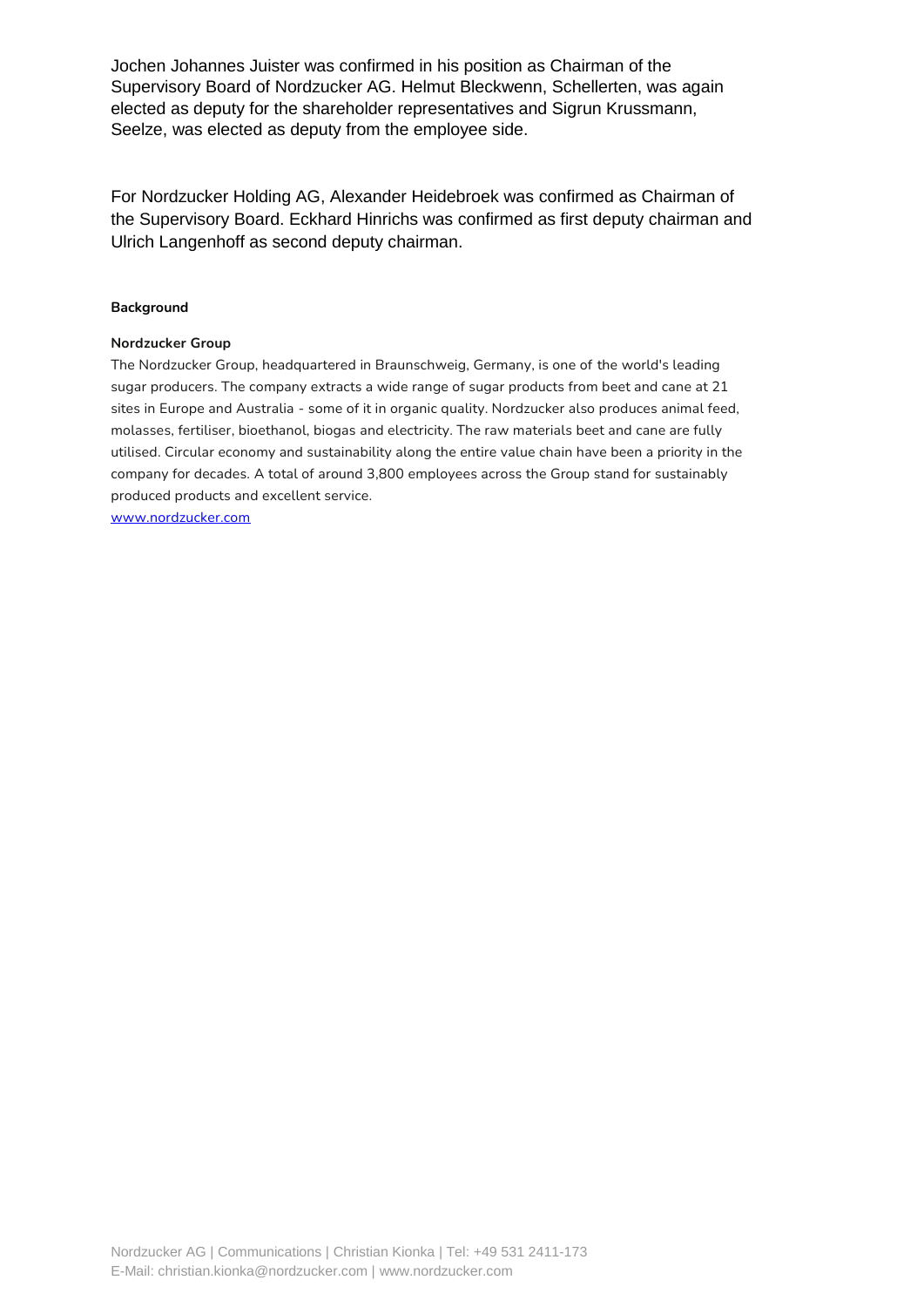Jochen Johannes Juister was confirmed in his position as Chairman of the Supervisory Board of Nordzucker AG. Helmut Bleckwenn, Schellerten, was again elected as deputy for the shareholder representatives and Sigrun Krussmann, Seelze, was elected as deputy from the employee side.

For Nordzucker Holding AG, Alexander Heidebroek was confirmed as Chairman of the Supervisory Board. Eckhard Hinrichs was confirmed as first deputy chairman and Ulrich Langenhoff as second deputy chairman.

**Background**

**Nordzucker Group**

The Nordzucker Group, headquartered in Braunschweig, Germany, is one of the world's leading sugar producers. The company extracts a wide range of sugar products from beet and cane at 21 sites in Europe and Australia - some of it in organic quality. Nordzucker also produces animal feed, molasses, fertiliser, bioethanol, biogas and electricity. The raw materials beet and cane are fully utilised. Circular economy and sustainability along the entire value chain have been a priority in the company for decades. A total of around 3,800 employees across the Group stand for sustainably produced products and excellent service.

www.nordzucker.com